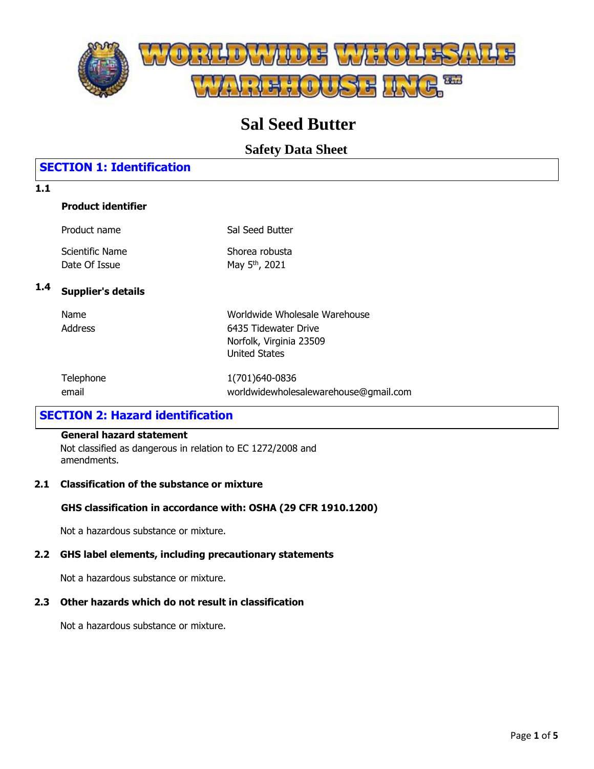# Sal Seed Butter

## Safety Data Sheet

## SECTION 1: Identification

**1.1**

**Product identifier**

| | |
|---|---|
| Product name | Sal Seed Butter |
| Scientific Name | Shorea robusta |
| Date Of Issue | May 5th, 2021 |

**1.4 Supplier's details**

| | |
|---|---|
| Name | Worldwide Wholesale Warehouse |
| Address | 6435 Tidewater Drive<br>Norfolk, Virginia 23509<br>United States |
| Telephone | 1(701)640-0836 |
| email | worldwidewholesalewarehouse@gmail.com |

## SECTION 2: Hazard identification

**General hazard statement**

Not classified as dangerous in relation to EC 1272/2008 and amendments.

**2.1 Classification of the substance or mixture**

**GHS classification in accordance with: OSHA (29 CFR 1910.1200)**

Not a hazardous substance or mixture.

**2.2 GHS label elements, including precautionary statements**

Not a hazardous substance or mixture.

**2.3 Other hazards which do not result in classification**

Not a hazardous substance or mixture.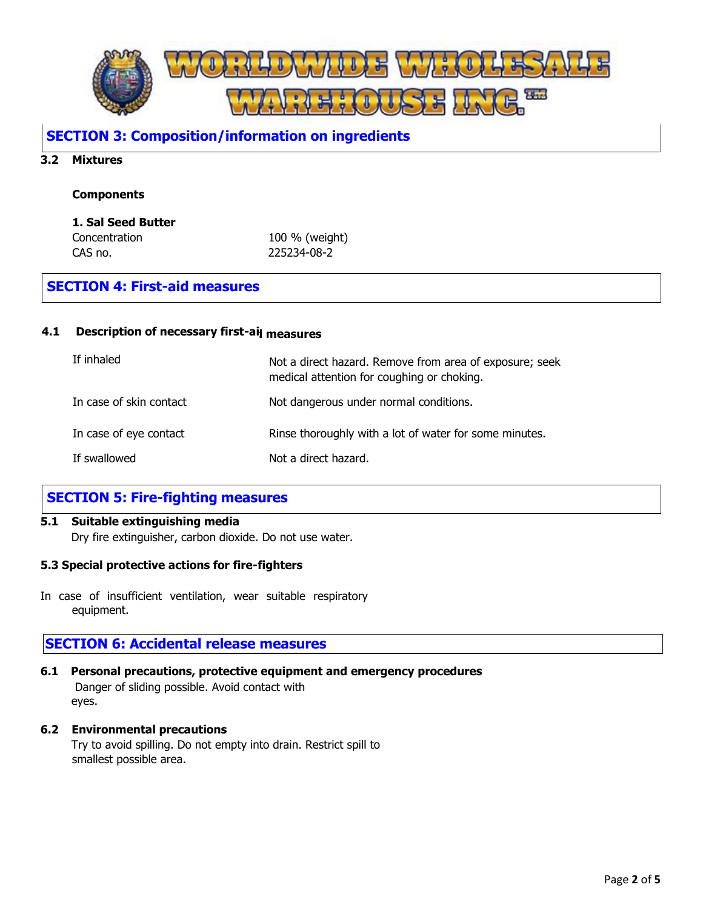## SECTION 3: Composition/information on ingredients

### 3.2 Mixtures

**Components**

**1. Sal Seed Butter**

| | |
|---|---|
| Concentration | 100 % (weight) |
| CAS no. | 225234-08-2 |

## SECTION 4: First-aid measures

### 4.1 Description of necessary first-aid measures

| | |
|---|---|
| If inhaled | Not a direct hazard. Remove from area of exposure; seek medical attention for coughing or choking. |
| In case of skin contact | Not dangerous under normal conditions. |
| In case of eye contact | Rinse thoroughly with a lot of water for some minutes. |
| If swallowed | Not a direct hazard. |

## SECTION 5: Fire-fighting measures

### 5.1 Suitable extinguishing media

Dry fire extinguisher, carbon dioxide. Do not use water.

### 5.3 Special protective actions for fire-fighters

In case of insufficient ventilation, wear suitable respiratory equipment.

## SECTION 6: Accidental release measures

### 6.1 Personal precautions, protective equipment and emergency procedures

Danger of sliding possible. Avoid contact with eyes.

### 6.2 Environmental precautions

Try to avoid spilling. Do not empty into drain. Restrict spill to smallest possible area.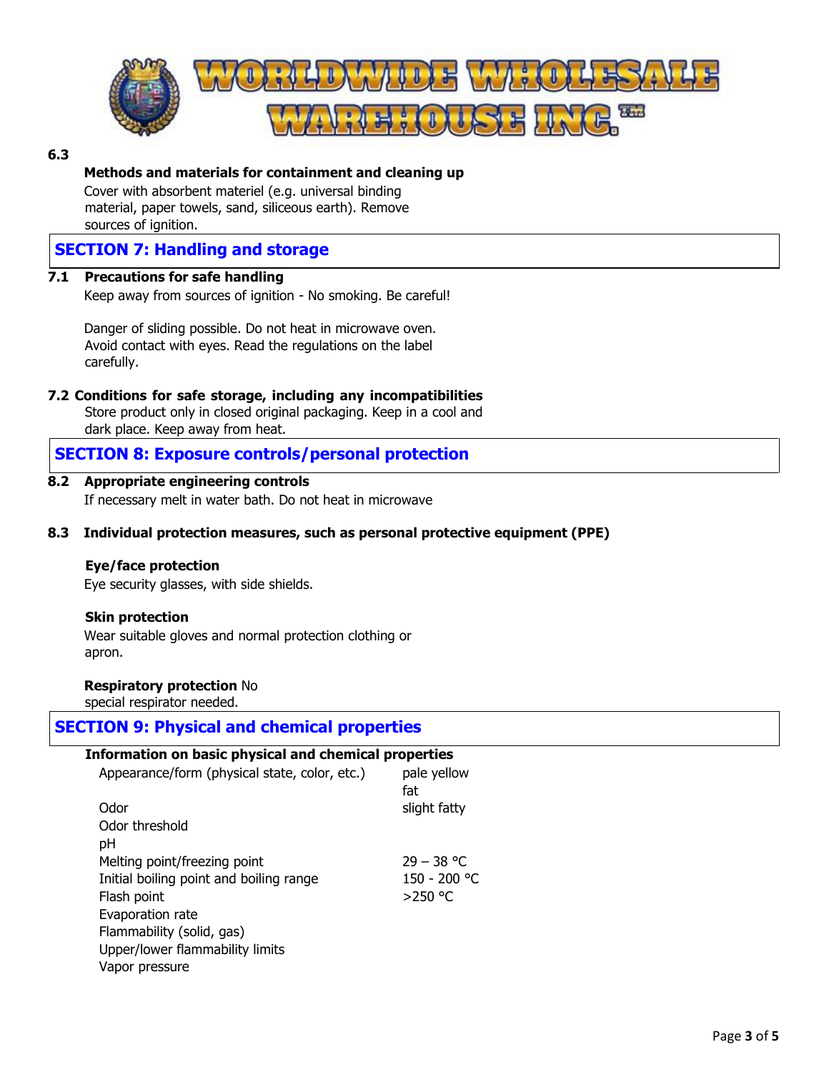**6.3**

**Methods and materials for containment and cleaning up**

Cover with absorbent materiel (e.g. universal binding material, paper towels, sand, siliceous earth). Remove sources of ignition.

## SECTION 7: Handling and storage

**7.1 Precautions for safe handling**

Keep away from sources of ignition - No smoking. Be careful!

Danger of sliding possible. Do not heat in microwave oven. Avoid contact with eyes. Read the regulations on the label carefully.

**7.2 Conditions for safe storage, including any incompatibilities**

Store product only in closed original packaging. Keep in a cool and dark place. Keep away from heat.

## SECTION 8: Exposure controls/personal protection

**8.2 Appropriate engineering controls**

If necessary melt in water bath. Do not heat in microwave

**8.3 Individual protection measures, such as personal protective equipment (PPE)**

**Eye/face protection**

Eye security glasses, with side shields.

**Skin protection**

Wear suitable gloves and normal protection clothing or apron.

**Respiratory protection** No special respirator needed.

## SECTION 9: Physical and chemical properties

**Information on basic physical and chemical properties**

| Property | Value |
|---|---|
| Appearance/form (physical state, color, etc.) | pale yellow fat |
| Odor | slight fatty |
| Odor threshold | |
| pH | |
| Melting point/freezing point | 29 – 38 °C |
| Initial boiling point and boiling range | 150 - 200 °C |
| Flash point | >250 °C |
| Evaporation rate | |
| Flammability (solid, gas) | |
| Upper/lower flammability limits | |
| Vapor pressure | |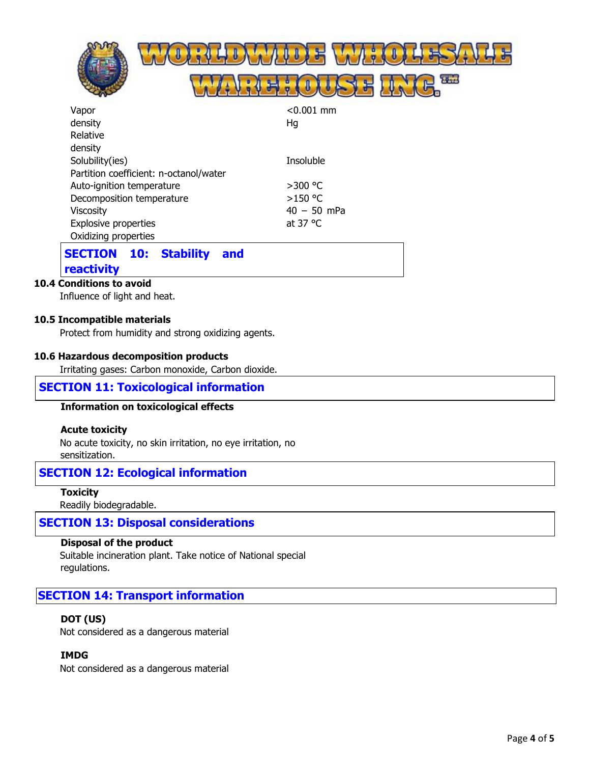| | |
|---|---|
| Vapor density | <0.001 mm Hg |
| Relative density | |
| Solubility(ies) | Insoluble |
| Partition coefficient: n-octanol/water | |
| Auto-ignition temperature | >300 °C |
| Decomposition temperature | >150 °C |
| Viscosity | 40 – 50 mPa |
| Explosive properties | at 37 °C |
| Oxidizing properties | |

## SECTION 10: Stability and reactivity

**10.4 Conditions to avoid**

Influence of light and heat.

**10.5 Incompatible materials**

Protect from humidity and strong oxidizing agents.

**10.6 Hazardous decomposition products**

Irritating gases: Carbon monoxide, Carbon dioxide.

## SECTION 11: Toxicological information

**Information on toxicological effects**

**Acute toxicity**

No acute toxicity, no skin irritation, no eye irritation, no sensitization.

## SECTION 12: Ecological information

**Toxicity**

Readily biodegradable.

## SECTION 13: Disposal considerations

**Disposal of the product**

Suitable incineration plant. Take notice of National special regulations.

## SECTION 14: Transport information

**DOT (US)**

Not considered as a dangerous material

**IMDG**

Not considered as a dangerous material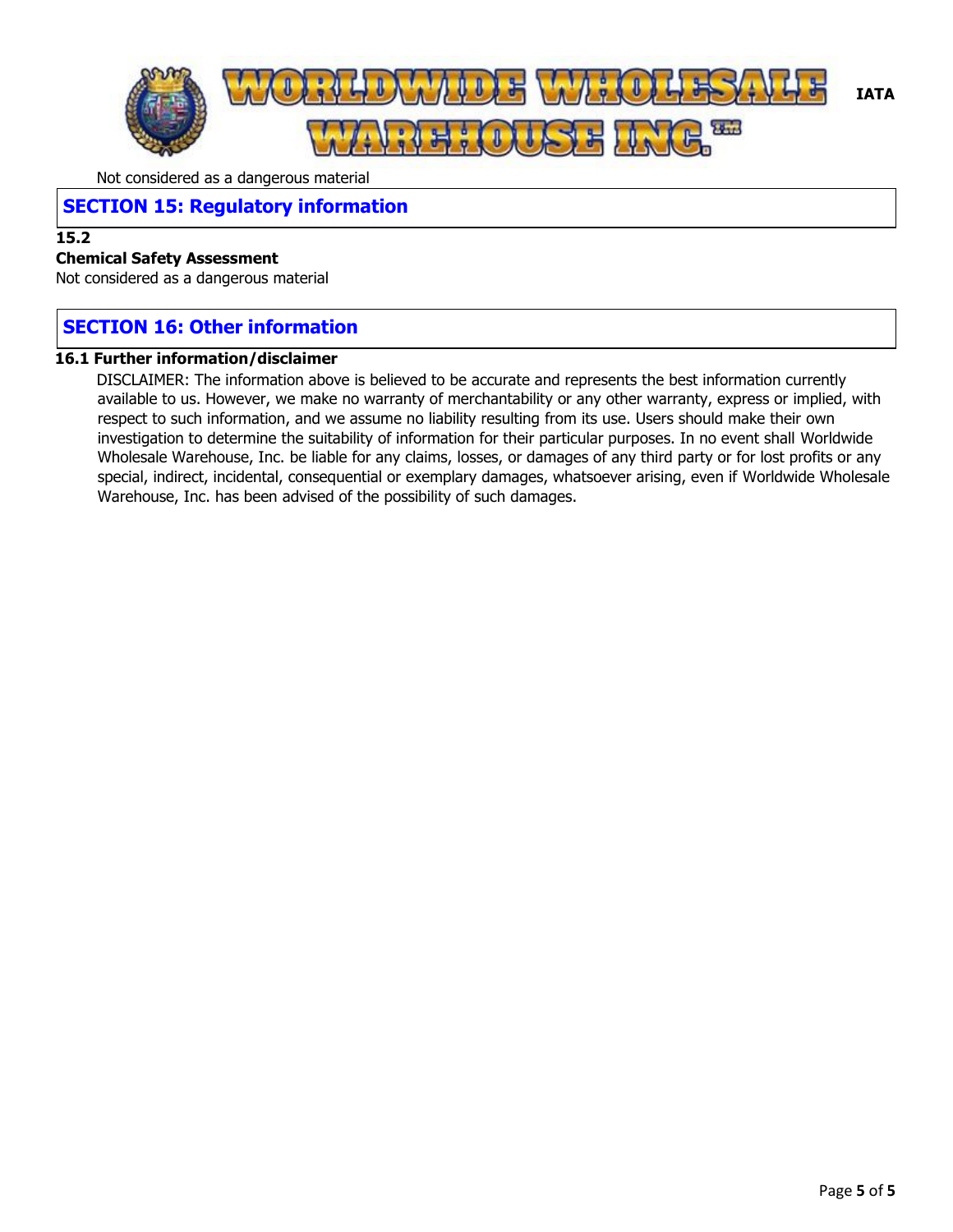Not considered as a dangerous material

## SECTION 15: Regulatory information

**15.2**

**Chemical Safety Assessment**

Not considered as a dangerous material

## SECTION 16: Other information

**16.1 Further information/disclaimer**

DISCLAIMER: The information above is believed to be accurate and represents the best information currently available to us. However, we make no warranty of merchantability or any other warranty, express or implied, with respect to such information, and we assume no liability resulting from its use. Users should make their own investigation to determine the suitability of information for their particular purposes. In no event shall Worldwide Wholesale Warehouse, Inc. be liable for any claims, losses, or damages of any third party or for lost profits or any special, indirect, incidental, consequential or exemplary damages, whatsoever arising, even if Worldwide Wholesale Warehouse, Inc. has been advised of the possibility of such damages.